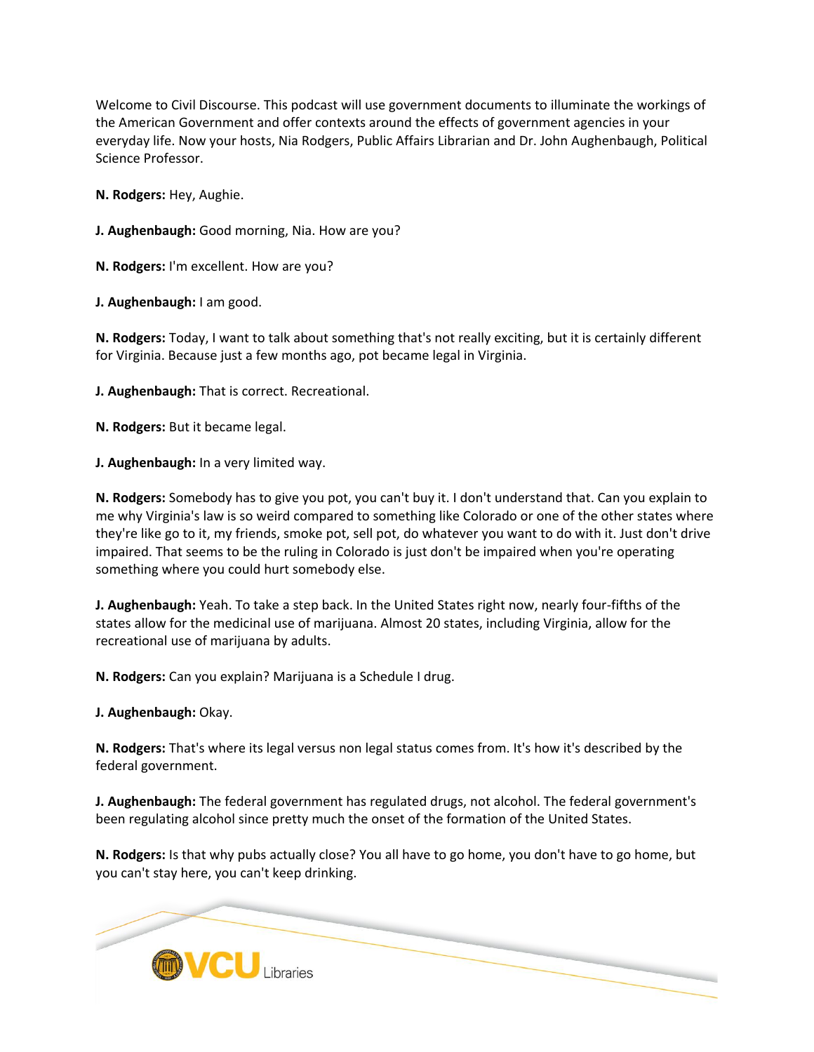Welcome to Civil Discourse. This podcast will use government documents to illuminate the workings of the American Government and offer contexts around the effects of government agencies in your everyday life. Now your hosts, Nia Rodgers, Public Affairs Librarian and Dr. John Aughenbaugh, Political Science Professor.

**N. Rodgers:** Hey, Aughie.

**J. Aughenbaugh:** Good morning, Nia. How are you?

**N. Rodgers:** I'm excellent. How are you?

**J. Aughenbaugh:** I am good.

**N. Rodgers:** Today, I want to talk about something that's not really exciting, but it is certainly different for Virginia. Because just a few months ago, pot became legal in Virginia.

**J. Aughenbaugh:** That is correct. Recreational.

**N. Rodgers:** But it became legal.

**J. Aughenbaugh:** In a very limited way.

**N. Rodgers:** Somebody has to give you pot, you can't buy it. I don't understand that. Can you explain to me why Virginia's law is so weird compared to something like Colorado or one of the other states where they're like go to it, my friends, smoke pot, sell pot, do whatever you want to do with it. Just don't drive impaired. That seems to be the ruling in Colorado is just don't be impaired when you're operating something where you could hurt somebody else.

**J. Aughenbaugh:** Yeah. To take a step back. In the United States right now, nearly four-fifths of the states allow for the medicinal use of marijuana. Almost 20 states, including Virginia, allow for the recreational use of marijuana by adults.

**N. Rodgers:** Can you explain? Marijuana is a Schedule I drug.

**J. Aughenbaugh:** Okay.

**N. Rodgers:** That's where its legal versus non legal status comes from. It's how it's described by the federal government.

**J. Aughenbaugh:** The federal government has regulated drugs, not alcohol. The federal government's been regulating alcohol since pretty much the onset of the formation of the United States.

**N. Rodgers:** Is that why pubs actually close? You all have to go home, you don't have to go home, but you can't stay here, you can't keep drinking.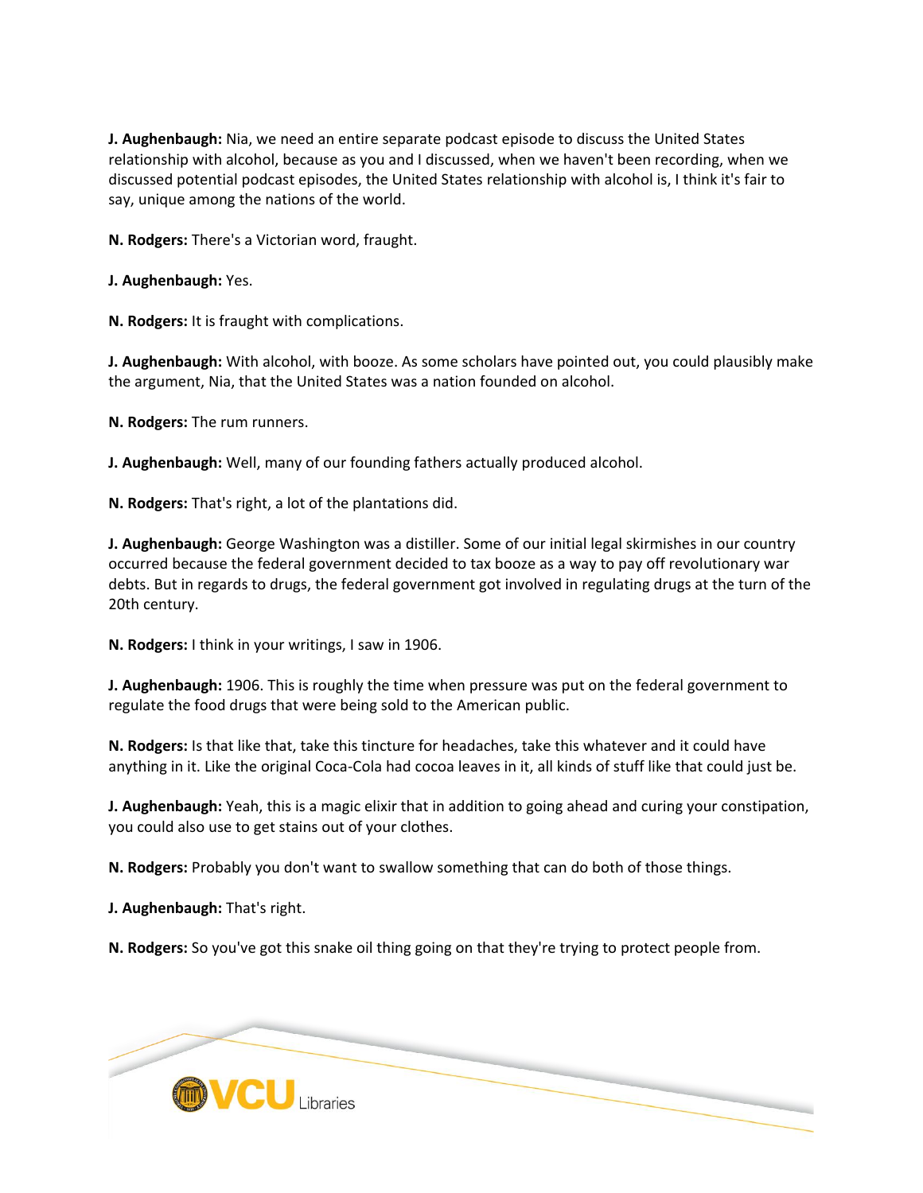**J. Aughenbaugh:** Nia, we need an entire separate podcast episode to discuss the United States relationship with alcohol, because as you and I discussed, when we haven't been recording, when we discussed potential podcast episodes, the United States relationship with alcohol is, I think it's fair to say, unique among the nations of the world.

**N. Rodgers:** There's a Victorian word, fraught.

**J. Aughenbaugh:** Yes.

**N. Rodgers:** It is fraught with complications.

**J. Aughenbaugh:** With alcohol, with booze. As some scholars have pointed out, you could plausibly make the argument, Nia, that the United States was a nation founded on alcohol.

**N. Rodgers:** The rum runners.

**J. Aughenbaugh:** Well, many of our founding fathers actually produced alcohol.

**N. Rodgers:** That's right, a lot of the plantations did.

**J. Aughenbaugh:** George Washington was a distiller. Some of our initial legal skirmishes in our country occurred because the federal government decided to tax booze as a way to pay off revolutionary war debts. But in regards to drugs, the federal government got involved in regulating drugs at the turn of the 20th century.

**N. Rodgers:** I think in your writings, I saw in 1906.

**J. Aughenbaugh:** 1906. This is roughly the time when pressure was put on the federal government to regulate the food drugs that were being sold to the American public.

**N. Rodgers:** Is that like that, take this tincture for headaches, take this whatever and it could have anything in it. Like the original Coca-Cola had cocoa leaves in it, all kinds of stuff like that could just be.

**J. Aughenbaugh:** Yeah, this is a magic elixir that in addition to going ahead and curing your constipation, you could also use to get stains out of your clothes.

**N. Rodgers:** Probably you don't want to swallow something that can do both of those things.

**J. Aughenbaugh:** That's right.

**N. Rodgers:** So you've got this snake oil thing going on that they're trying to protect people from.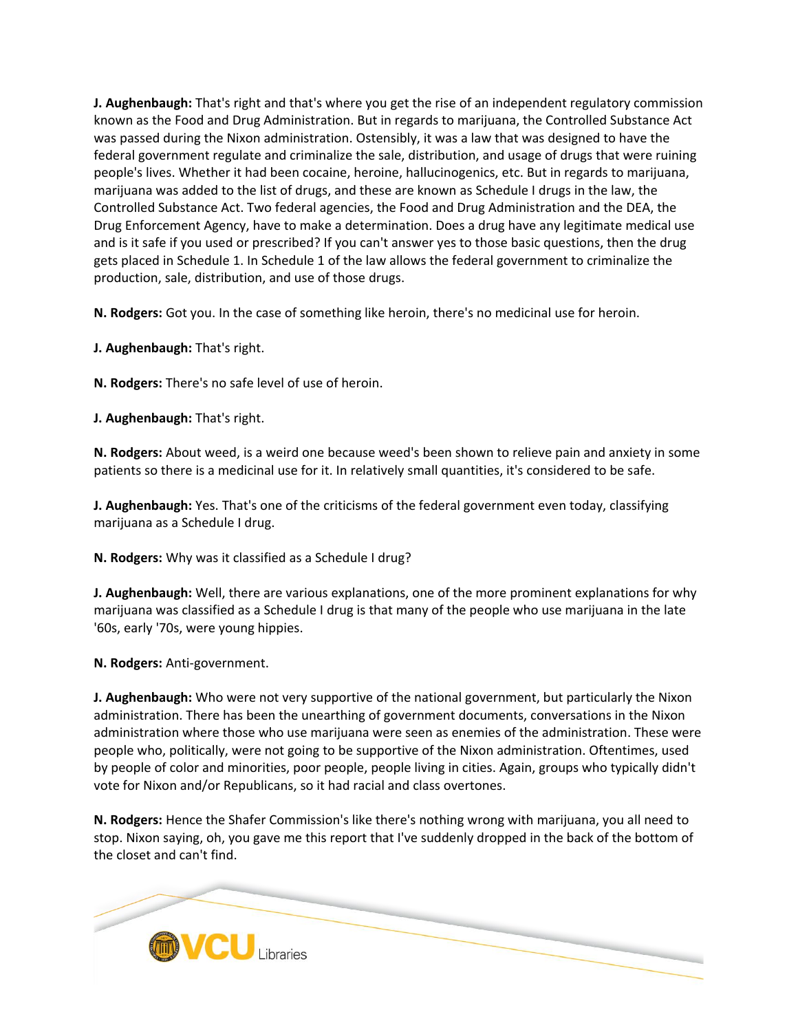**J. Aughenbaugh:** That's right and that's where you get the rise of an independent regulatory commission known as the Food and Drug Administration. But in regards to marijuana, the Controlled Substance Act was passed during the Nixon administration. Ostensibly, it was a law that was designed to have the federal government regulate and criminalize the sale, distribution, and usage of drugs that were ruining people's lives. Whether it had been cocaine, heroine, hallucinogenics, etc. But in regards to marijuana, marijuana was added to the list of drugs, and these are known as Schedule I drugs in the law, the Controlled Substance Act. Two federal agencies, the Food and Drug Administration and the DEA, the Drug Enforcement Agency, have to make a determination. Does a drug have any legitimate medical use and is it safe if you used or prescribed? If you can't answer yes to those basic questions, then the drug gets placed in Schedule 1. In Schedule 1 of the law allows the federal government to criminalize the production, sale, distribution, and use of those drugs.

**N. Rodgers:** Got you. In the case of something like heroin, there's no medicinal use for heroin.

**J. Aughenbaugh:** That's right.

**N. Rodgers:** There's no safe level of use of heroin.

**J. Aughenbaugh:** That's right.

**N. Rodgers:** About weed, is a weird one because weed's been shown to relieve pain and anxiety in some patients so there is a medicinal use for it. In relatively small quantities, it's considered to be safe.

**J. Aughenbaugh:** Yes. That's one of the criticisms of the federal government even today, classifying marijuana as a Schedule I drug.

**N. Rodgers:** Why was it classified as a Schedule I drug?

**J. Aughenbaugh:** Well, there are various explanations, one of the more prominent explanations for why marijuana was classified as a Schedule I drug is that many of the people who use marijuana in the late '60s, early '70s, were young hippies.

**N. Rodgers:** Anti-government.

**J. Aughenbaugh:** Who were not very supportive of the national government, but particularly the Nixon administration. There has been the unearthing of government documents, conversations in the Nixon administration where those who use marijuana were seen as enemies of the administration. These were people who, politically, were not going to be supportive of the Nixon administration. Oftentimes, used by people of color and minorities, poor people, people living in cities. Again, groups who typically didn't vote for Nixon and/or Republicans, so it had racial and class overtones.

**N. Rodgers:** Hence the Shafer Commission's like there's nothing wrong with marijuana, you all need to stop. Nixon saying, oh, you gave me this report that I've suddenly dropped in the back of the bottom of the closet and can't find.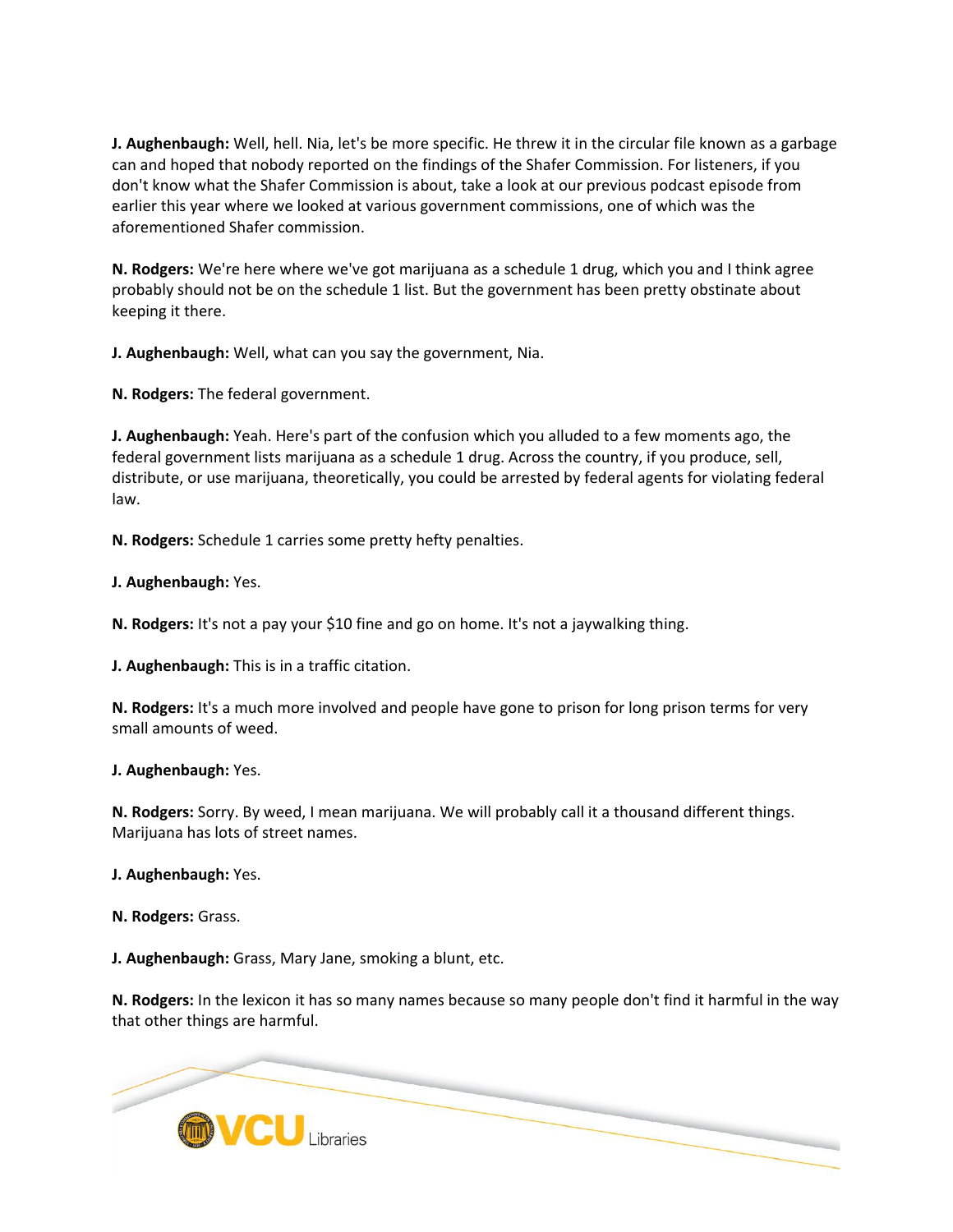**J. Aughenbaugh:** Well, hell. Nia, let's be more specific. He threw it in the circular file known as a garbage can and hoped that nobody reported on the findings of the Shafer Commission. For listeners, if you don't know what the Shafer Commission is about, take a look at our previous podcast episode from earlier this year where we looked at various government commissions, one of which was the aforementioned Shafer commission.

**N. Rodgers:** We're here where we've got marijuana as a schedule 1 drug, which you and I think agree probably should not be on the schedule 1 list. But the government has been pretty obstinate about keeping it there.

**J. Aughenbaugh:** Well, what can you say the government, Nia.

**N. Rodgers:** The federal government.

**J. Aughenbaugh:** Yeah. Here's part of the confusion which you alluded to a few moments ago, the federal government lists marijuana as a schedule 1 drug. Across the country, if you produce, sell, distribute, or use marijuana, theoretically, you could be arrested by federal agents for violating federal law.

**N. Rodgers:** Schedule 1 carries some pretty hefty penalties.

**J. Aughenbaugh:** Yes.

**N. Rodgers:** It's not a pay your $10 fine and go on home. It's not a jaywalking thing.

**J. Aughenbaugh:** This is in a traffic citation.

**N. Rodgers:** It's a much more involved and people have gone to prison for long prison terms for very small amounts of weed.

**J. Aughenbaugh:** Yes.

**N. Rodgers:** Sorry. By weed, I mean marijuana. We will probably call it a thousand different things. Marijuana has lots of street names.

**J. Aughenbaugh:** Yes.

**N. Rodgers:** Grass.

**J. Aughenbaugh:** Grass, Mary Jane, smoking a blunt, etc.

**N. Rodgers:** In the lexicon it has so many names because so many people don't find it harmful in the way that other things are harmful.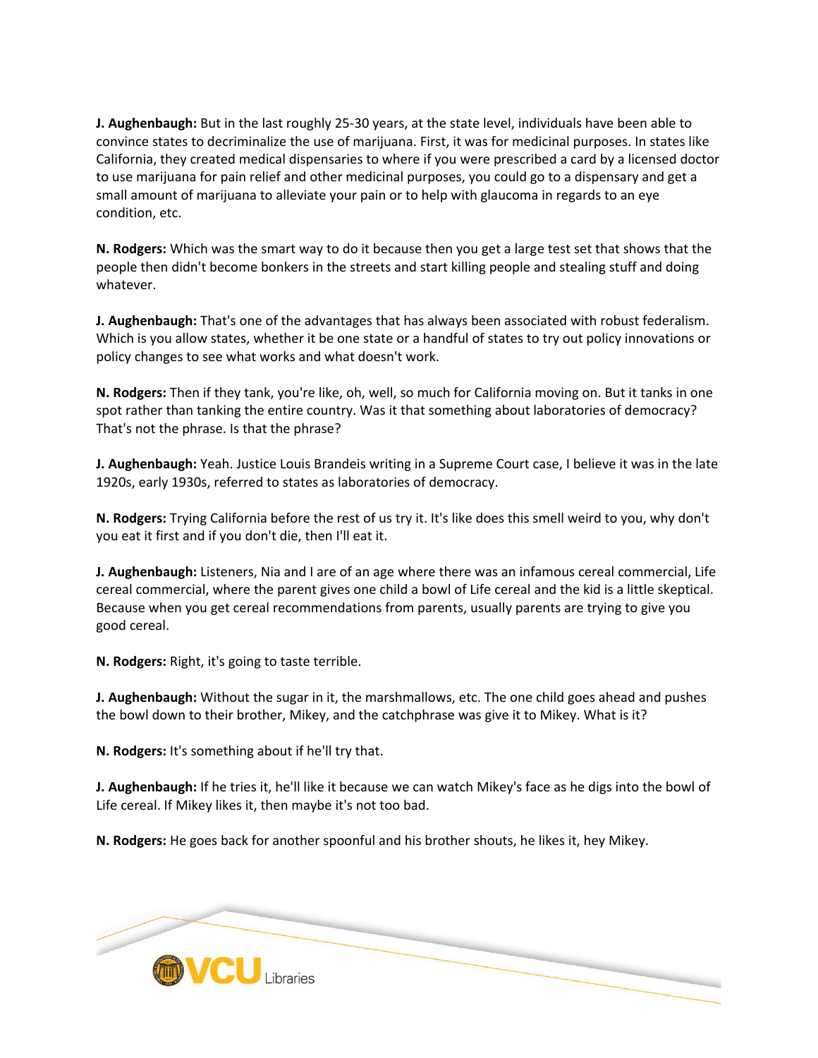**J. Aughenbaugh:** But in the last roughly 25-30 years, at the state level, individuals have been able to convince states to decriminalize the use of marijuana. First, it was for medicinal purposes. In states like California, they created medical dispensaries to where if you were prescribed a card by a licensed doctor to use marijuana for pain relief and other medicinal purposes, you could go to a dispensary and get a small amount of marijuana to alleviate your pain or to help with glaucoma in regards to an eye condition, etc.

**N. Rodgers:** Which was the smart way to do it because then you get a large test set that shows that the people then didn't become bonkers in the streets and start killing people and stealing stuff and doing whatever.

**J. Aughenbaugh:** That's one of the advantages that has always been associated with robust federalism. Which is you allow states, whether it be one state or a handful of states to try out policy innovations or policy changes to see what works and what doesn't work.

**N. Rodgers:** Then if they tank, you're like, oh, well, so much for California moving on. But it tanks in one spot rather than tanking the entire country. Was it that something about laboratories of democracy? That's not the phrase. Is that the phrase?

**J. Aughenbaugh:** Yeah. Justice Louis Brandeis writing in a Supreme Court case, I believe it was in the late 1920s, early 1930s, referred to states as laboratories of democracy.

**N. Rodgers:** Trying California before the rest of us try it. It's like does this smell weird to you, why don't you eat it first and if you don't die, then I'll eat it.

**J. Aughenbaugh:** Listeners, Nia and I are of an age where there was an infamous cereal commercial, Life cereal commercial, where the parent gives one child a bowl of Life cereal and the kid is a little skeptical. Because when you get cereal recommendations from parents, usually parents are trying to give you good cereal.

**N. Rodgers:** Right, it's going to taste terrible.

**J. Aughenbaugh:** Without the sugar in it, the marshmallows, etc. The one child goes ahead and pushes the bowl down to their brother, Mikey, and the catchphrase was give it to Mikey. What is it?

**N. Rodgers:** It's something about if he'll try that.

**J. Aughenbaugh:** If he tries it, he'll like it because we can watch Mikey's face as he digs into the bowl of Life cereal. If Mikey likes it, then maybe it's not too bad.

**N. Rodgers:** He goes back for another spoonful and his brother shouts, he likes it, hey Mikey.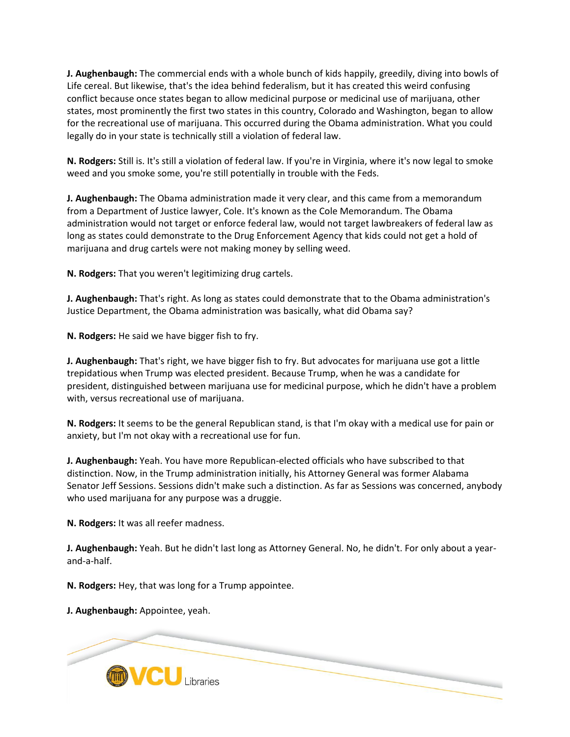**J. Aughenbaugh:** The commercial ends with a whole bunch of kids happily, greedily, diving into bowls of Life cereal. But likewise, that's the idea behind federalism, but it has created this weird confusing conflict because once states began to allow medicinal purpose or medicinal use of marijuana, other states, most prominently the first two states in this country, Colorado and Washington, began to allow for the recreational use of marijuana. This occurred during the Obama administration. What you could legally do in your state is technically still a violation of federal law.

**N. Rodgers:** Still is. It's still a violation of federal law. If you're in Virginia, where it's now legal to smoke weed and you smoke some, you're still potentially in trouble with the Feds.

**J. Aughenbaugh:** The Obama administration made it very clear, and this came from a memorandum from a Department of Justice lawyer, Cole. It's known as the Cole Memorandum. The Obama administration would not target or enforce federal law, would not target lawbreakers of federal law as long as states could demonstrate to the Drug Enforcement Agency that kids could not get a hold of marijuana and drug cartels were not making money by selling weed.

**N. Rodgers:** That you weren't legitimizing drug cartels.

**J. Aughenbaugh:** That's right. As long as states could demonstrate that to the Obama administration's Justice Department, the Obama administration was basically, what did Obama say?

**N. Rodgers:** He said we have bigger fish to fry.

**J. Aughenbaugh:** That's right, we have bigger fish to fry. But advocates for marijuana use got a little trepidatious when Trump was elected president. Because Trump, when he was a candidate for president, distinguished between marijuana use for medicinal purpose, which he didn't have a problem with, versus recreational use of marijuana.

**N. Rodgers:** It seems to be the general Republican stand, is that I'm okay with a medical use for pain or anxiety, but I'm not okay with a recreational use for fun.

**J. Aughenbaugh:** Yeah. You have more Republican-elected officials who have subscribed to that distinction. Now, in the Trump administration initially, his Attorney General was former Alabama Senator Jeff Sessions. Sessions didn't make such a distinction. As far as Sessions was concerned, anybody who used marijuana for any purpose was a druggie.

**N. Rodgers:** It was all reefer madness.

**J. Aughenbaugh:** Yeah. But he didn't last long as Attorney General. No, he didn't. For only about a year-and-a-half.

**N. Rodgers:** Hey, that was long for a Trump appointee.

**J. Aughenbaugh:** Appointee, yeah.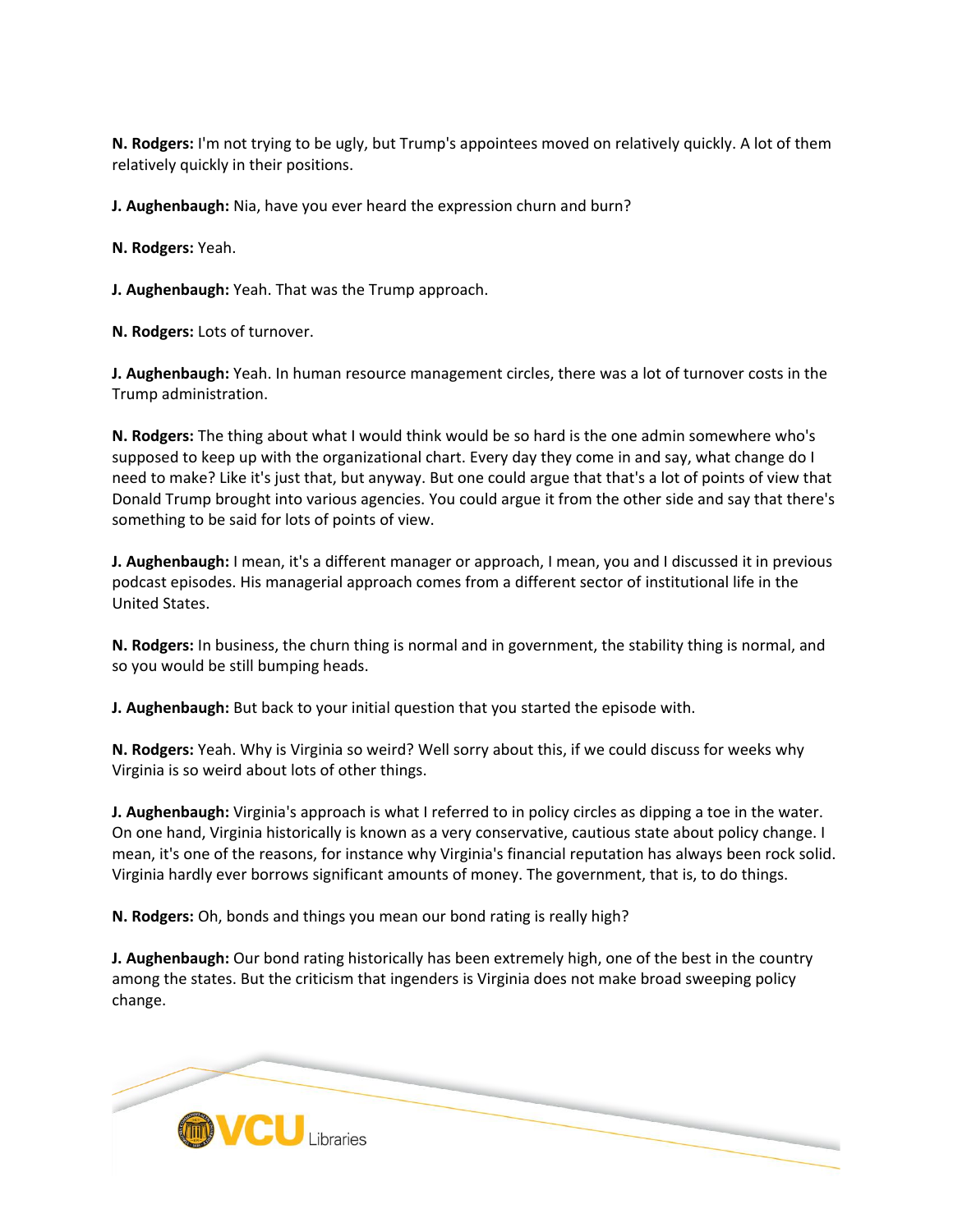**N. Rodgers:** I'm not trying to be ugly, but Trump's appointees moved on relatively quickly. A lot of them relatively quickly in their positions.

**J. Aughenbaugh:** Nia, have you ever heard the expression churn and burn?

**N. Rodgers:** Yeah.

**J. Aughenbaugh:** Yeah. That was the Trump approach.

**N. Rodgers:** Lots of turnover.

**J. Aughenbaugh:** Yeah. In human resource management circles, there was a lot of turnover costs in the Trump administration.

**N. Rodgers:** The thing about what I would think would be so hard is the one admin somewhere who's supposed to keep up with the organizational chart. Every day they come in and say, what change do I need to make? Like it's just that, but anyway. But one could argue that that's a lot of points of view that Donald Trump brought into various agencies. You could argue it from the other side and say that there's something to be said for lots of points of view.

**J. Aughenbaugh:** I mean, it's a different manager or approach, I mean, you and I discussed it in previous podcast episodes. His managerial approach comes from a different sector of institutional life in the United States.

**N. Rodgers:** In business, the churn thing is normal and in government, the stability thing is normal, and so you would be still bumping heads.

**J. Aughenbaugh:** But back to your initial question that you started the episode with.

**N. Rodgers:** Yeah. Why is Virginia so weird? Well sorry about this, if we could discuss for weeks why Virginia is so weird about lots of other things.

**J. Aughenbaugh:** Virginia's approach is what I referred to in policy circles as dipping a toe in the water. On one hand, Virginia historically is known as a very conservative, cautious state about policy change. I mean, it's one of the reasons, for instance why Virginia's financial reputation has always been rock solid. Virginia hardly ever borrows significant amounts of money. The government, that is, to do things.

**N. Rodgers:** Oh, bonds and things you mean our bond rating is really high?

**J. Aughenbaugh:** Our bond rating historically has been extremely high, one of the best in the country among the states. But the criticism that ingenders is Virginia does not make broad sweeping policy change.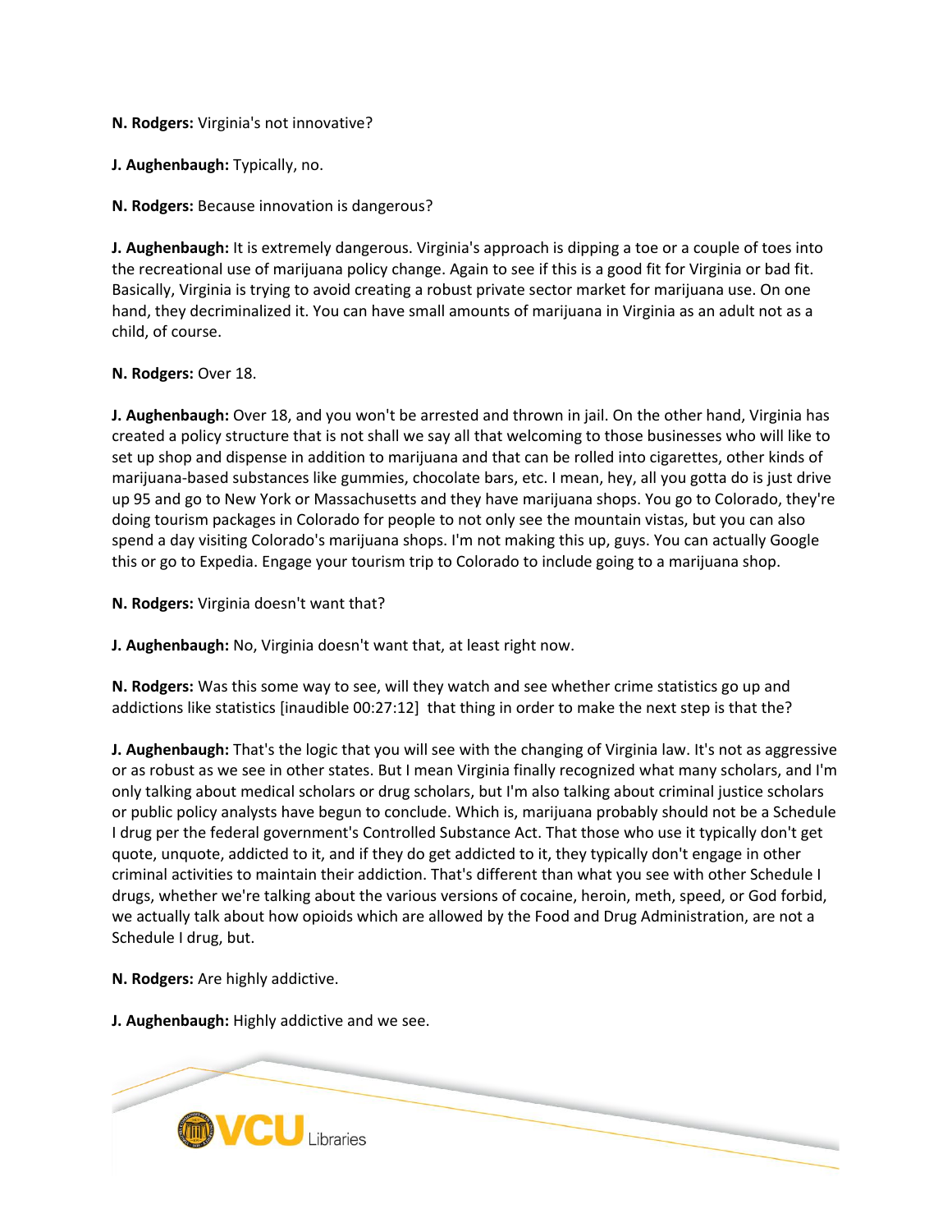**N. Rodgers:** Virginia's not innovative?

**J. Aughenbaugh:** Typically, no.

**N. Rodgers:** Because innovation is dangerous?

**J. Aughenbaugh:** It is extremely dangerous. Virginia's approach is dipping a toe or a couple of toes into the recreational use of marijuana policy change. Again to see if this is a good fit for Virginia or bad fit. Basically, Virginia is trying to avoid creating a robust private sector market for marijuana use. On one hand, they decriminalized it. You can have small amounts of marijuana in Virginia as an adult not as a child, of course.

**N. Rodgers:** Over 18.

**J. Aughenbaugh:** Over 18, and you won't be arrested and thrown in jail. On the other hand, Virginia has created a policy structure that is not shall we say all that welcoming to those businesses who will like to set up shop and dispense in addition to marijuana and that can be rolled into cigarettes, other kinds of marijuana-based substances like gummies, chocolate bars, etc. I mean, hey, all you gotta do is just drive up 95 and go to New York or Massachusetts and they have marijuana shops. You go to Colorado, they're doing tourism packages in Colorado for people to not only see the mountain vistas, but you can also spend a day visiting Colorado's marijuana shops. I'm not making this up, guys. You can actually Google this or go to Expedia. Engage your tourism trip to Colorado to include going to a marijuana shop.

**N. Rodgers:** Virginia doesn't want that?

**J. Aughenbaugh:** No, Virginia doesn't want that, at least right now.

**N. Rodgers:** Was this some way to see, will they watch and see whether crime statistics go up and addictions like statistics [inaudible 00:27:12] that thing in order to make the next step is that the?

**J. Aughenbaugh:** That's the logic that you will see with the changing of Virginia law. It's not as aggressive or as robust as we see in other states. But I mean Virginia finally recognized what many scholars, and I'm only talking about medical scholars or drug scholars, but I'm also talking about criminal justice scholars or public policy analysts have begun to conclude. Which is, marijuana probably should not be a Schedule I drug per the federal government's Controlled Substance Act. That those who use it typically don't get quote, unquote, addicted to it, and if they do get addicted to it, they typically don't engage in other criminal activities to maintain their addiction. That's different than what you see with other Schedule I drugs, whether we're talking about the various versions of cocaine, heroin, meth, speed, or God forbid, we actually talk about how opioids which are allowed by the Food and Drug Administration, are not a Schedule I drug, but.

**N. Rodgers:** Are highly addictive.

**J. Aughenbaugh:** Highly addictive and we see.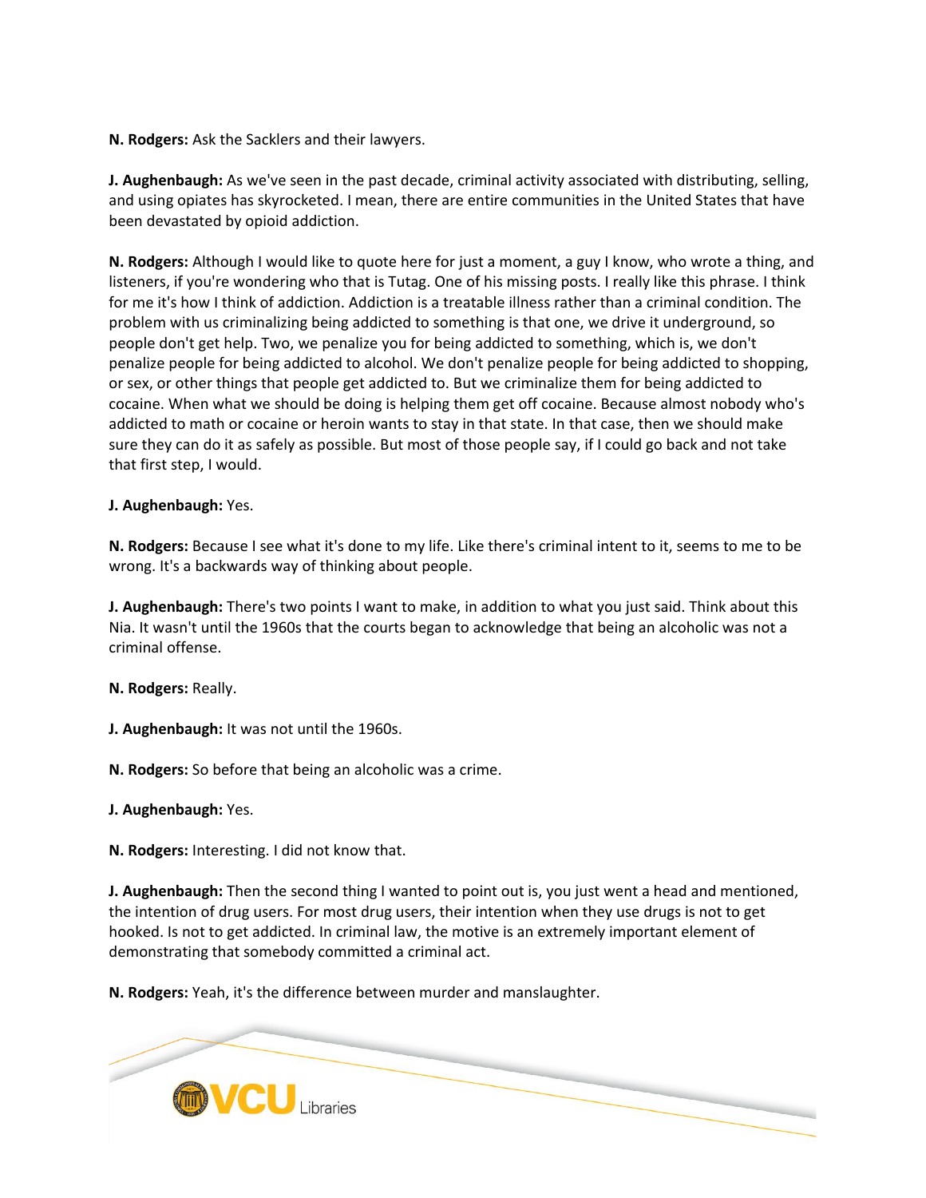**N. Rodgers:** Ask the Sacklers and their lawyers.

**J. Aughenbaugh:** As we've seen in the past decade, criminal activity associated with distributing, selling, and using opiates has skyrocketed. I mean, there are entire communities in the United States that have been devastated by opioid addiction.

**N. Rodgers:** Although I would like to quote here for just a moment, a guy I know, who wrote a thing, and listeners, if you're wondering who that is Tutag. One of his missing posts. I really like this phrase. I think for me it's how I think of addiction. Addiction is a treatable illness rather than a criminal condition. The problem with us criminalizing being addicted to something is that one, we drive it underground, so people don't get help. Two, we penalize you for being addicted to something, which is, we don't penalize people for being addicted to alcohol. We don't penalize people for being addicted to shopping, or sex, or other things that people get addicted to. But we criminalize them for being addicted to cocaine. When what we should be doing is helping them get off cocaine. Because almost nobody who's addicted to math or cocaine or heroin wants to stay in that state. In that case, then we should make sure they can do it as safely as possible. But most of those people say, if I could go back and not take that first step, I would.

**J. Aughenbaugh:** Yes.

**N. Rodgers:** Because I see what it's done to my life. Like there's criminal intent to it, seems to me to be wrong. It's a backwards way of thinking about people.

**J. Aughenbaugh:** There's two points I want to make, in addition to what you just said. Think about this Nia. It wasn't until the 1960s that the courts began to acknowledge that being an alcoholic was not a criminal offense.

**N. Rodgers:** Really.

**J. Aughenbaugh:** It was not until the 1960s.

**N. Rodgers:** So before that being an alcoholic was a crime.

**J. Aughenbaugh:** Yes.

**N. Rodgers:** Interesting. I did not know that.

**J. Aughenbaugh:** Then the second thing I wanted to point out is, you just went a head and mentioned, the intention of drug users. For most drug users, their intention when they use drugs is not to get hooked. Is not to get addicted. In criminal law, the motive is an extremely important element of demonstrating that somebody committed a criminal act.

**N. Rodgers:** Yeah, it's the difference between murder and manslaughter.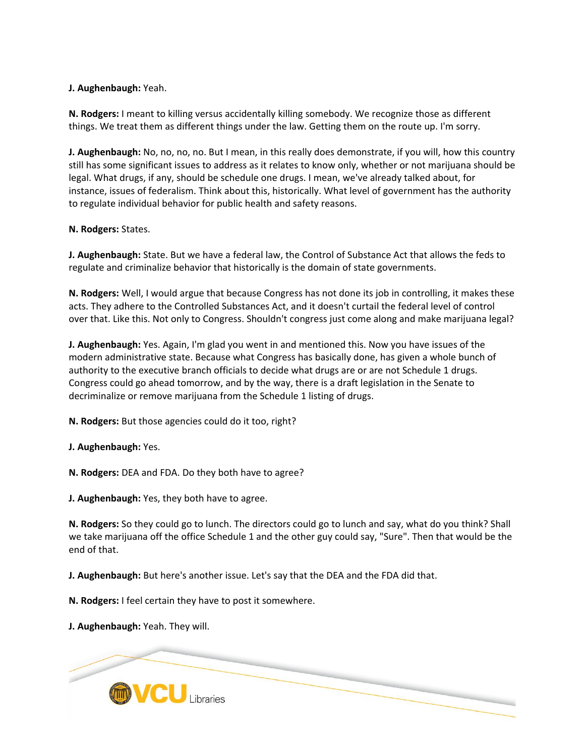**J. Aughenbaugh:** Yeah.

**N. Rodgers:** I meant to killing versus accidentally killing somebody. We recognize those as different things. We treat them as different things under the law. Getting them on the route up. I'm sorry.

**J. Aughenbaugh:** No, no, no, no. But I mean, in this really does demonstrate, if you will, how this country still has some significant issues to address as it relates to know only, whether or not marijuana should be legal. What drugs, if any, should be schedule one drugs. I mean, we've already talked about, for instance, issues of federalism. Think about this, historically. What level of government has the authority to regulate individual behavior for public health and safety reasons.

**N. Rodgers:** States.

**J. Aughenbaugh:** State. But we have a federal law, the Control of Substance Act that allows the feds to regulate and criminalize behavior that historically is the domain of state governments.

**N. Rodgers:** Well, I would argue that because Congress has not done its job in controlling, it makes these acts. They adhere to the Controlled Substances Act, and it doesn't curtail the federal level of control over that. Like this. Not only to Congress. Shouldn't congress just come along and make marijuana legal?

**J. Aughenbaugh:** Yes. Again, I'm glad you went in and mentioned this. Now you have issues of the modern administrative state. Because what Congress has basically done, has given a whole bunch of authority to the executive branch officials to decide what drugs are or are not Schedule 1 drugs. Congress could go ahead tomorrow, and by the way, there is a draft legislation in the Senate to decriminalize or remove marijuana from the Schedule 1 listing of drugs.

**N. Rodgers:** But those agencies could do it too, right?

**J. Aughenbaugh:** Yes.

**N. Rodgers:** DEA and FDA. Do they both have to agree?

**J. Aughenbaugh:** Yes, they both have to agree.

**N. Rodgers:** So they could go to lunch. The directors could go to lunch and say, what do you think? Shall we take marijuana off the office Schedule 1 and the other guy could say, "Sure". Then that would be the end of that.

**J. Aughenbaugh:** But here's another issue. Let's say that the DEA and the FDA did that.

**N. Rodgers:** I feel certain they have to post it somewhere.

**J. Aughenbaugh:** Yeah. They will.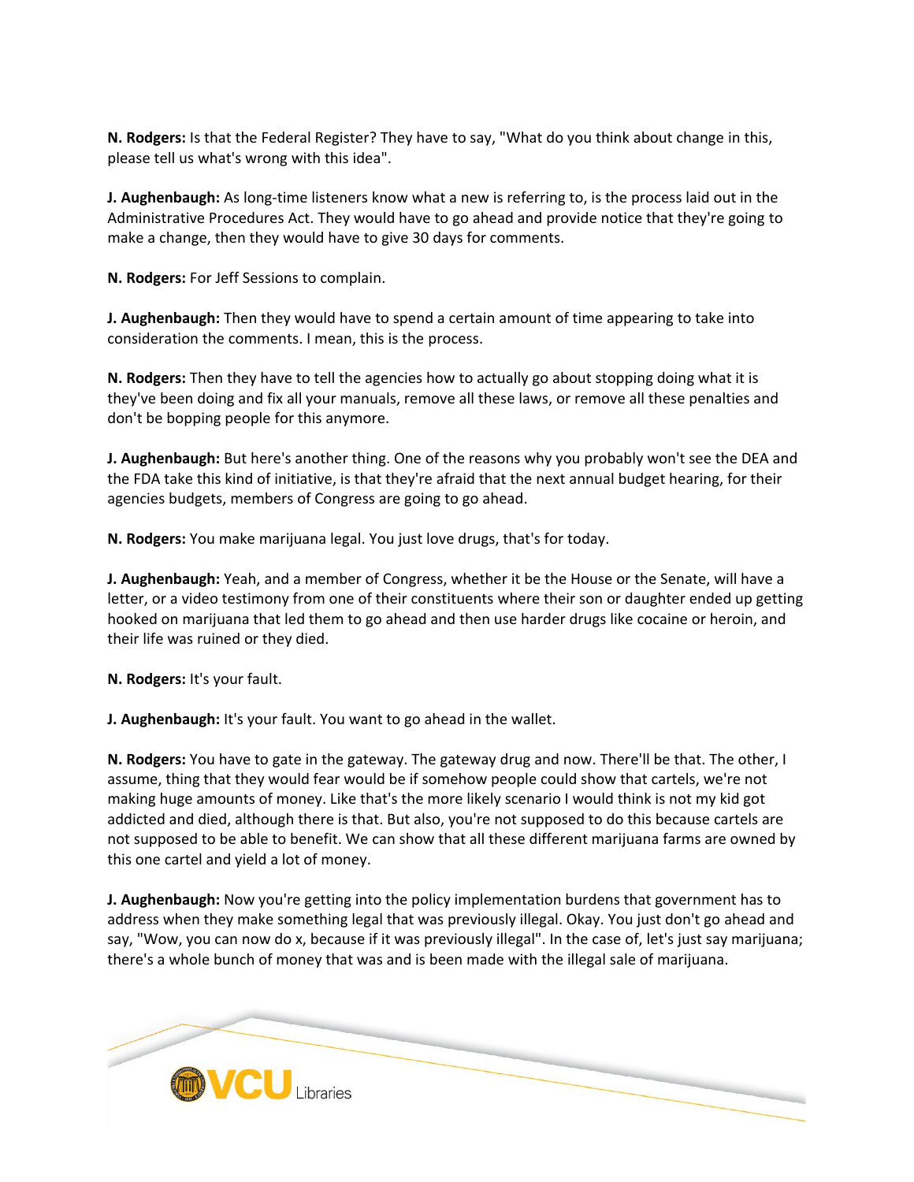**N. Rodgers:** Is that the Federal Register? They have to say, "What do you think about change in this, please tell us what's wrong with this idea".

**J. Aughenbaugh:** As long-time listeners know what a new is referring to, is the process laid out in the Administrative Procedures Act. They would have to go ahead and provide notice that they're going to make a change, then they would have to give 30 days for comments.

**N. Rodgers:** For Jeff Sessions to complain.

**J. Aughenbaugh:** Then they would have to spend a certain amount of time appearing to take into consideration the comments. I mean, this is the process.

**N. Rodgers:** Then they have to tell the agencies how to actually go about stopping doing what it is they've been doing and fix all your manuals, remove all these laws, or remove all these penalties and don't be bopping people for this anymore.

**J. Aughenbaugh:** But here's another thing. One of the reasons why you probably won't see the DEA and the FDA take this kind of initiative, is that they're afraid that the next annual budget hearing, for their agencies budgets, members of Congress are going to go ahead.

**N. Rodgers:** You make marijuana legal. You just love drugs, that's for today.

**J. Aughenbaugh:** Yeah, and a member of Congress, whether it be the House or the Senate, will have a letter, or a video testimony from one of their constituents where their son or daughter ended up getting hooked on marijuana that led them to go ahead and then use harder drugs like cocaine or heroin, and their life was ruined or they died.

**N. Rodgers:** It's your fault.

**J. Aughenbaugh:** It's your fault. You want to go ahead in the wallet.

**N. Rodgers:** You have to gate in the gateway. The gateway drug and now. There'll be that. The other, I assume, thing that they would fear would be if somehow people could show that cartels, we're not making huge amounts of money. Like that's the more likely scenario I would think is not my kid got addicted and died, although there is that. But also, you're not supposed to do this because cartels are not supposed to be able to benefit. We can show that all these different marijuana farms are owned by this one cartel and yield a lot of money.

**J. Aughenbaugh:** Now you're getting into the policy implementation burdens that government has to address when they make something legal that was previously illegal. Okay. You just don't go ahead and say, "Wow, you can now do x, because if it was previously illegal". In the case of, let's just say marijuana; there's a whole bunch of money that was and is been made with the illegal sale of marijuana.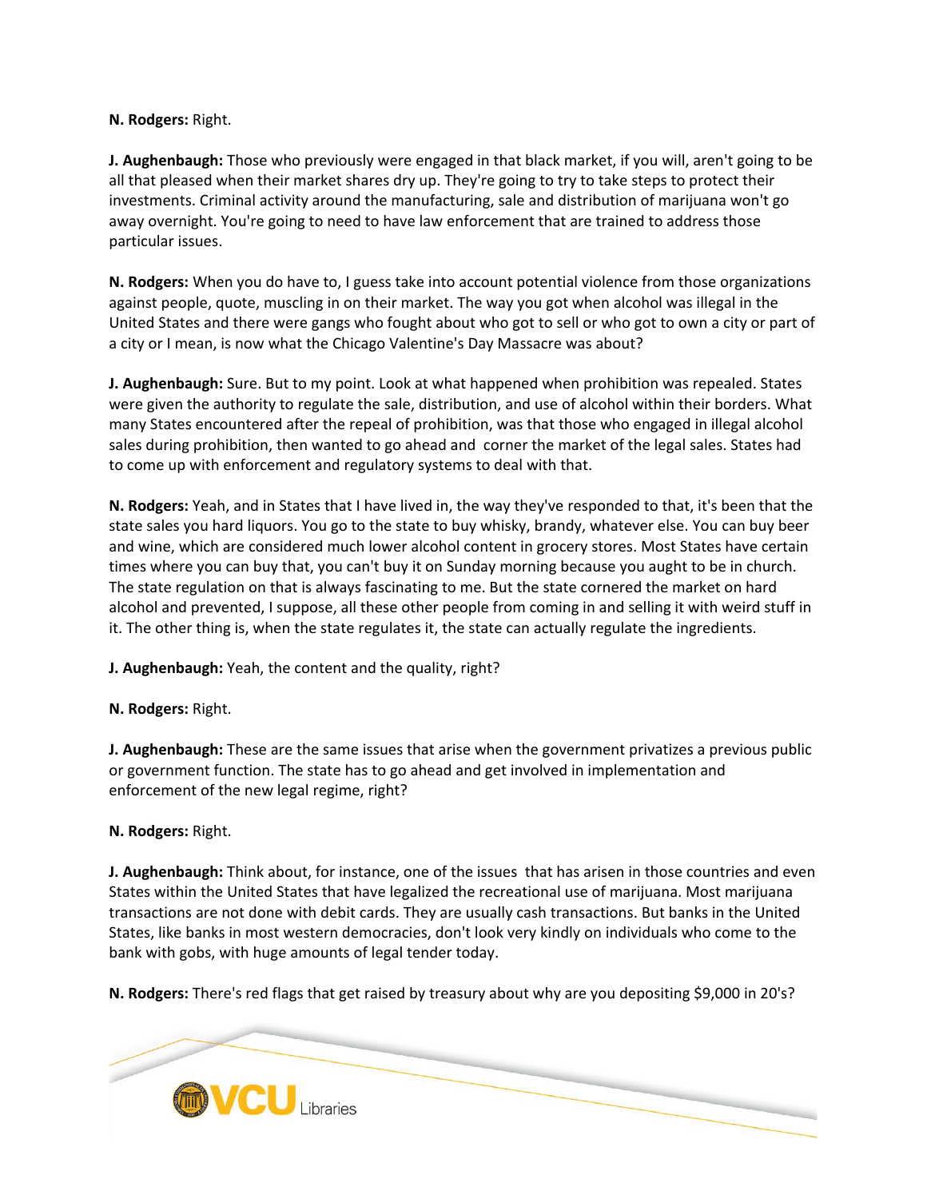**N. Rodgers:** Right.

**J. Aughenbaugh:** Those who previously were engaged in that black market, if you will, aren't going to be all that pleased when their market shares dry up. They're going to try to take steps to protect their investments. Criminal activity around the manufacturing, sale and distribution of marijuana won't go away overnight. You're going to need to have law enforcement that are trained to address those particular issues.

**N. Rodgers:** When you do have to, I guess take into account potential violence from those organizations against people, quote, muscling in on their market. The way you got when alcohol was illegal in the United States and there were gangs who fought about who got to sell or who got to own a city or part of a city or I mean, is now what the Chicago Valentine's Day Massacre was about?

**J. Aughenbaugh:** Sure. But to my point. Look at what happened when prohibition was repealed. States were given the authority to regulate the sale, distribution, and use of alcohol within their borders. What many States encountered after the repeal of prohibition, was that those who engaged in illegal alcohol sales during prohibition, then wanted to go ahead and corner the market of the legal sales. States had to come up with enforcement and regulatory systems to deal with that.

**N. Rodgers:** Yeah, and in States that I have lived in, the way they've responded to that, it's been that the state sales you hard liquors. You go to the state to buy whisky, brandy, whatever else. You can buy beer and wine, which are considered much lower alcohol content in grocery stores. Most States have certain times where you can buy that, you can't buy it on Sunday morning because you aught to be in church. The state regulation on that is always fascinating to me. But the state cornered the market on hard alcohol and prevented, I suppose, all these other people from coming in and selling it with weird stuff in it. The other thing is, when the state regulates it, the state can actually regulate the ingredients.

**J. Aughenbaugh:** Yeah, the content and the quality, right?

**N. Rodgers:** Right.

**J. Aughenbaugh:** These are the same issues that arise when the government privatizes a previous public or government function. The state has to go ahead and get involved in implementation and enforcement of the new legal regime, right?

**N. Rodgers:** Right.

**J. Aughenbaugh:** Think about, for instance, one of the issues that has arisen in those countries and even States within the United States that have legalized the recreational use of marijuana. Most marijuana transactions are not done with debit cards. They are usually cash transactions. But banks in the United States, like banks in most western democracies, don't look very kindly on individuals who come to the bank with gobs, with huge amounts of legal tender today.

**N. Rodgers:** There's red flags that get raised by treasury about why are you depositing $9,000 in 20's?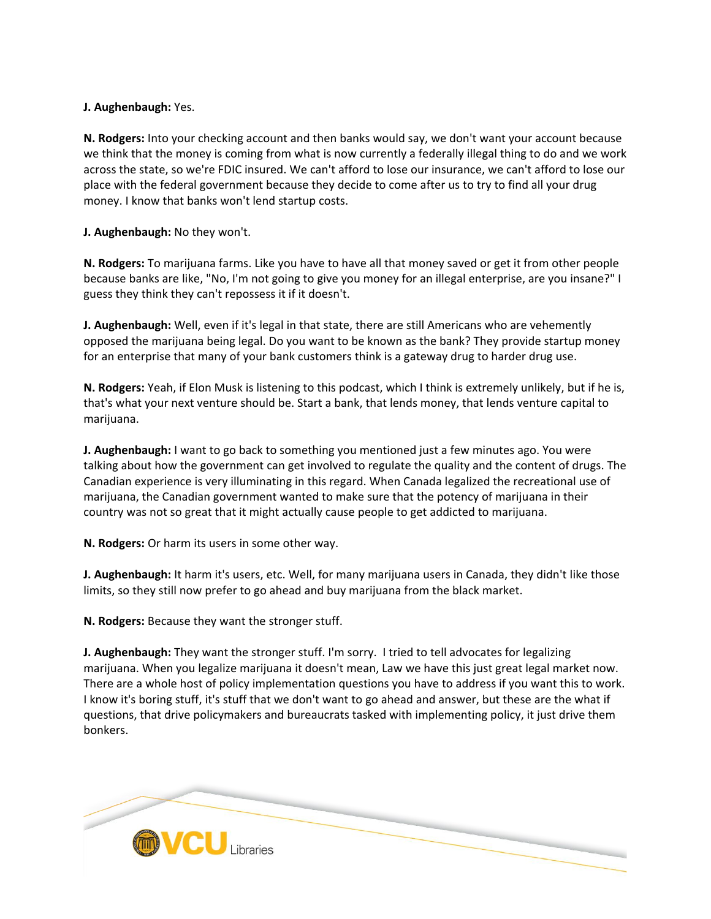**J. Aughenbaugh:** Yes.

**N. Rodgers:** Into your checking account and then banks would say, we don't want your account because we think that the money is coming from what is now currently a federally illegal thing to do and we work across the state, so we're FDIC insured. We can't afford to lose our insurance, we can't afford to lose our place with the federal government because they decide to come after us to try to find all your drug money. I know that banks won't lend startup costs.

**J. Aughenbaugh:** No they won't.

**N. Rodgers:** To marijuana farms. Like you have to have all that money saved or get it from other people because banks are like, "No, I'm not going to give you money for an illegal enterprise, are you insane?" I guess they think they can't repossess it if it doesn't.

**J. Aughenbaugh:** Well, even if it's legal in that state, there are still Americans who are vehemently opposed the marijuana being legal. Do you want to be known as the bank? They provide startup money for an enterprise that many of your bank customers think is a gateway drug to harder drug use.

**N. Rodgers:** Yeah, if Elon Musk is listening to this podcast, which I think is extremely unlikely, but if he is, that's what your next venture should be. Start a bank, that lends money, that lends venture capital to marijuana.

**J. Aughenbaugh:** I want to go back to something you mentioned just a few minutes ago. You were talking about how the government can get involved to regulate the quality and the content of drugs. The Canadian experience is very illuminating in this regard. When Canada legalized the recreational use of marijuana, the Canadian government wanted to make sure that the potency of marijuana in their country was not so great that it might actually cause people to get addicted to marijuana.

**N. Rodgers:** Or harm its users in some other way.

**J. Aughenbaugh:** It harm it's users, etc. Well, for many marijuana users in Canada, they didn't like those limits, so they still now prefer to go ahead and buy marijuana from the black market.

**N. Rodgers:** Because they want the stronger stuff.

**J. Aughenbaugh:** They want the stronger stuff. I'm sorry. I tried to tell advocates for legalizing marijuana. When you legalize marijuana it doesn't mean, Law we have this just great legal market now. There are a whole host of policy implementation questions you have to address if you want this to work. I know it's boring stuff, it's stuff that we don't want to go ahead and answer, but these are the what if questions, that drive policymakers and bureaucrats tasked with implementing policy, it just drive them bonkers.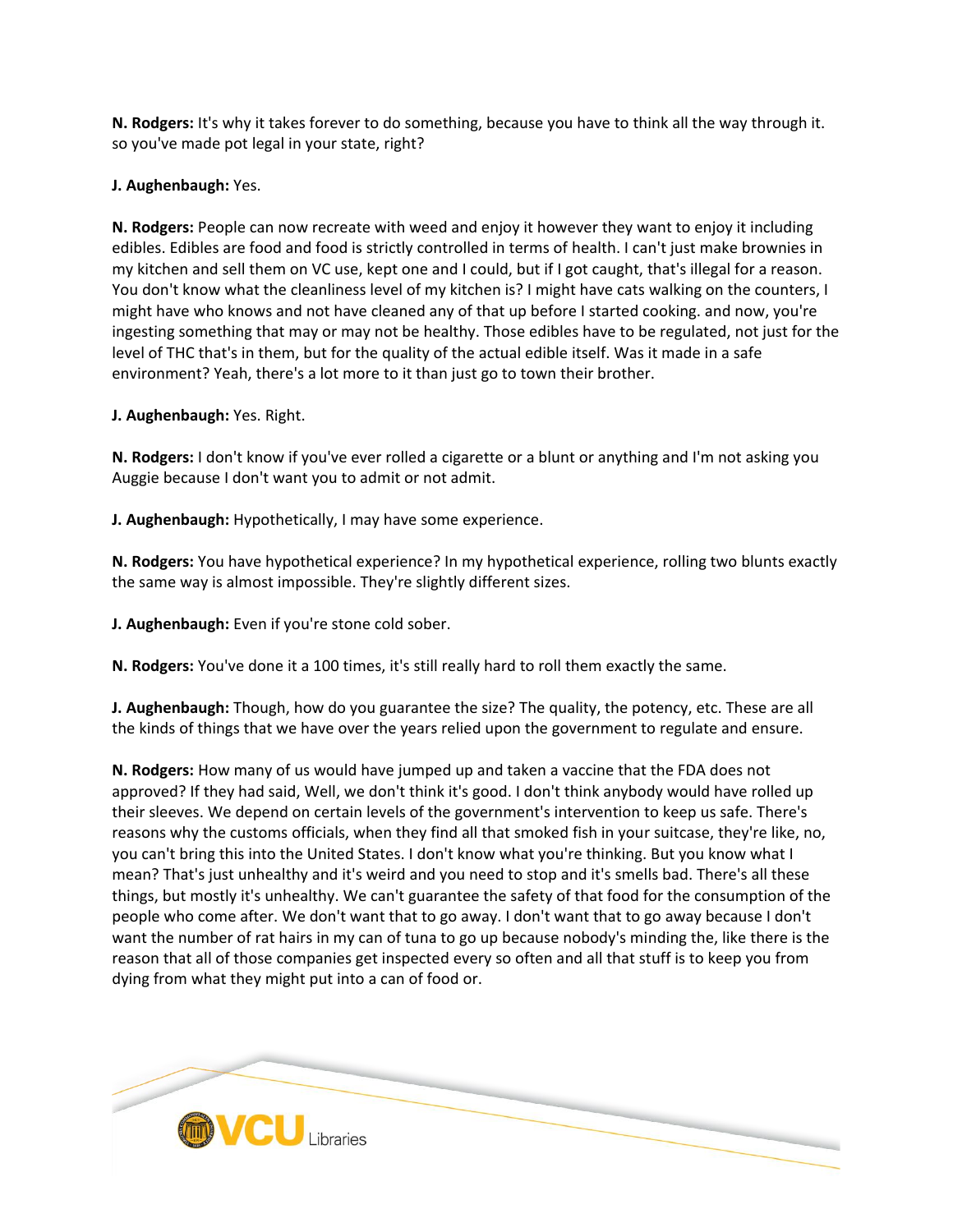**N. Rodgers:** It's why it takes forever to do something, because you have to think all the way through it. so you've made pot legal in your state, right?

**J. Aughenbaugh:** Yes.

**N. Rodgers:** People can now recreate with weed and enjoy it however they want to enjoy it including edibles. Edibles are food and food is strictly controlled in terms of health. I can't just make brownies in my kitchen and sell them on VC use, kept one and I could, but if I got caught, that's illegal for a reason. You don't know what the cleanliness level of my kitchen is? I might have cats walking on the counters, I might have who knows and not have cleaned any of that up before I started cooking. and now, you're ingesting something that may or may not be healthy. Those edibles have to be regulated, not just for the level of THC that's in them, but for the quality of the actual edible itself. Was it made in a safe environment? Yeah, there's a lot more to it than just go to town their brother.

**J. Aughenbaugh:** Yes. Right.

**N. Rodgers:** I don't know if you've ever rolled a cigarette or a blunt or anything and I'm not asking you Auggie because I don't want you to admit or not admit.

**J. Aughenbaugh:** Hypothetically, I may have some experience.

**N. Rodgers:** You have hypothetical experience? In my hypothetical experience, rolling two blunts exactly the same way is almost impossible. They're slightly different sizes.

**J. Aughenbaugh:** Even if you're stone cold sober.

**N. Rodgers:** You've done it a 100 times, it's still really hard to roll them exactly the same.

**J. Aughenbaugh:** Though, how do you guarantee the size? The quality, the potency, etc. These are all the kinds of things that we have over the years relied upon the government to regulate and ensure.

**N. Rodgers:** How many of us would have jumped up and taken a vaccine that the FDA does not approved? If they had said, Well, we don't think it's good. I don't think anybody would have rolled up their sleeves. We depend on certain levels of the government's intervention to keep us safe. There's reasons why the customs officials, when they find all that smoked fish in your suitcase, they're like, no, you can't bring this into the United States. I don't know what you're thinking. But you know what I mean? That's just unhealthy and it's weird and you need to stop and it's smells bad. There's all these things, but mostly it's unhealthy. We can't guarantee the safety of that food for the consumption of the people who come after. We don't want that to go away. I don't want that to go away because I don't want the number of rat hairs in my can of tuna to go up because nobody's minding the, like there is the reason that all of those companies get inspected every so often and all that stuff is to keep you from dying from what they might put into a can of food or.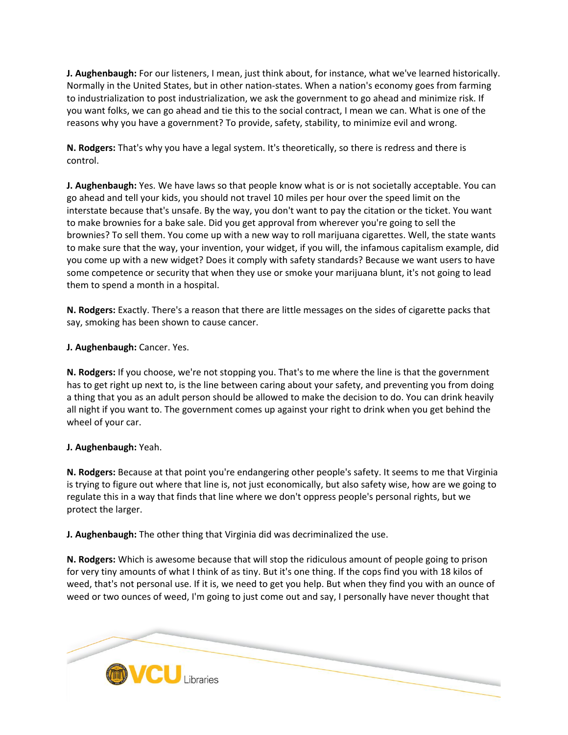**J. Aughenbaugh:** For our listeners, I mean, just think about, for instance, what we've learned historically. Normally in the United States, but in other nation-states. When a nation's economy goes from farming to industrialization to post industrialization, we ask the government to go ahead and minimize risk. If you want folks, we can go ahead and tie this to the social contract, I mean we can. What is one of the reasons why you have a government? To provide, safety, stability, to minimize evil and wrong.

**N. Rodgers:** That's why you have a legal system. It's theoretically, so there is redress and there is control.

**J. Aughenbaugh:** Yes. We have laws so that people know what is or is not societally acceptable. You can go ahead and tell your kids, you should not travel 10 miles per hour over the speed limit on the interstate because that's unsafe. By the way, you don't want to pay the citation or the ticket. You want to make brownies for a bake sale. Did you get approval from wherever you're going to sell the brownies? To sell them. You come up with a new way to roll marijuana cigarettes. Well, the state wants to make sure that the way, your invention, your widget, if you will, the infamous capitalism example, did you come up with a new widget? Does it comply with safety standards? Because we want users to have some competence or security that when they use or smoke your marijuana blunt, it's not going to lead them to spend a month in a hospital.

**N. Rodgers:** Exactly. There's a reason that there are little messages on the sides of cigarette packs that say, smoking has been shown to cause cancer.

**J. Aughenbaugh:** Cancer. Yes.

**N. Rodgers:** If you choose, we're not stopping you. That's to me where the line is that the government has to get right up next to, is the line between caring about your safety, and preventing you from doing a thing that you as an adult person should be allowed to make the decision to do. You can drink heavily all night if you want to. The government comes up against your right to drink when you get behind the wheel of your car.

**J. Aughenbaugh:** Yeah.

**N. Rodgers:** Because at that point you're endangering other people's safety. It seems to me that Virginia is trying to figure out where that line is, not just economically, but also safety wise, how are we going to regulate this in a way that finds that line where we don't oppress people's personal rights, but we protect the larger.

**J. Aughenbaugh:** The other thing that Virginia did was decriminalized the use.

**N. Rodgers:** Which is awesome because that will stop the ridiculous amount of people going to prison for very tiny amounts of what I think of as tiny. But it's one thing. If the cops find you with 18 kilos of weed, that's not personal use. If it is, we need to get you help. But when they find you with an ounce of weed or two ounces of weed, I'm going to just come out and say, I personally have never thought that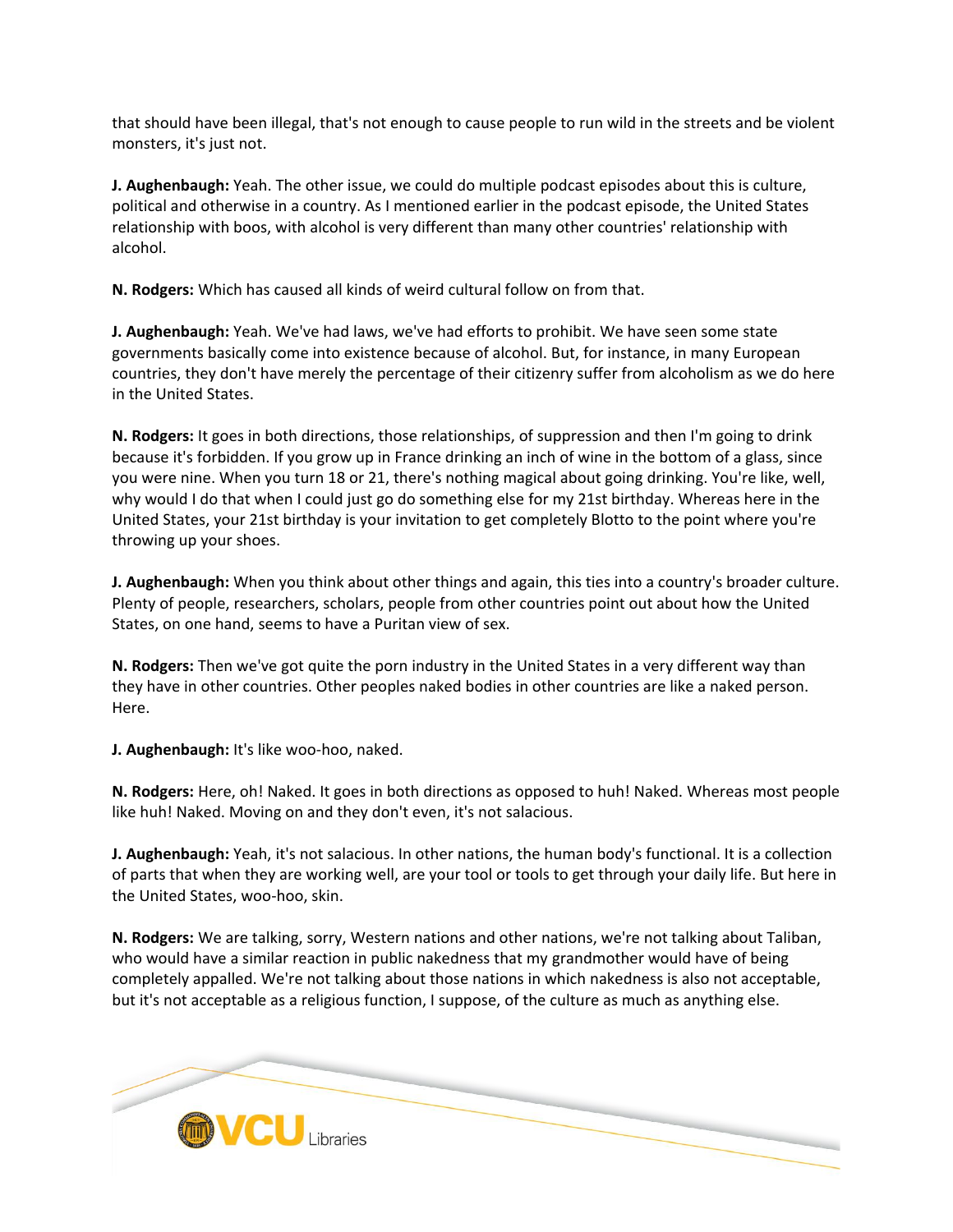that should have been illegal, that's not enough to cause people to run wild in the streets and be violent monsters, it's just not.

**J. Aughenbaugh:** Yeah. The other issue, we could do multiple podcast episodes about this is culture, political and otherwise in a country. As I mentioned earlier in the podcast episode, the United States relationship with boos, with alcohol is very different than many other countries' relationship with alcohol.

**N. Rodgers:** Which has caused all kinds of weird cultural follow on from that.

**J. Aughenbaugh:** Yeah. We've had laws, we've had efforts to prohibit. We have seen some state governments basically come into existence because of alcohol. But, for instance, in many European countries, they don't have merely the percentage of their citizenry suffer from alcoholism as we do here in the United States.

**N. Rodgers:** It goes in both directions, those relationships, of suppression and then I'm going to drink because it's forbidden. If you grow up in France drinking an inch of wine in the bottom of a glass, since you were nine. When you turn 18 or 21, there's nothing magical about going drinking. You're like, well, why would I do that when I could just go do something else for my 21st birthday. Whereas here in the United States, your 21st birthday is your invitation to get completely Blotto to the point where you're throwing up your shoes.

**J. Aughenbaugh:** When you think about other things and again, this ties into a country's broader culture. Plenty of people, researchers, scholars, people from other countries point out about how the United States, on one hand, seems to have a Puritan view of sex.

**N. Rodgers:** Then we've got quite the porn industry in the United States in a very different way than they have in other countries. Other peoples naked bodies in other countries are like a naked person. Here.

**J. Aughenbaugh:** It's like woo-hoo, naked.

**N. Rodgers:** Here, oh! Naked. It goes in both directions as opposed to huh! Naked. Whereas most people like huh! Naked. Moving on and they don't even, it's not salacious.

**J. Aughenbaugh:** Yeah, it's not salacious. In other nations, the human body's functional. It is a collection of parts that when they are working well, are your tool or tools to get through your daily life. But here in the United States, woo-hoo, skin.

**N. Rodgers:** We are talking, sorry, Western nations and other nations, we're not talking about Taliban, who would have a similar reaction in public nakedness that my grandmother would have of being completely appalled. We're not talking about those nations in which nakedness is also not acceptable, but it's not acceptable as a religious function, I suppose, of the culture as much as anything else.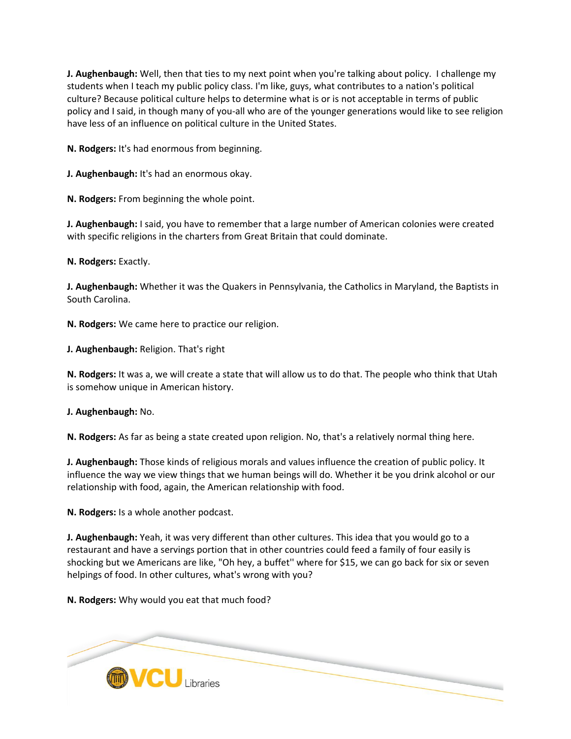**J. Aughenbaugh:** Well, then that ties to my next point when you're talking about policy. I challenge my students when I teach my public policy class. I'm like, guys, what contributes to a nation's political culture? Because political culture helps to determine what is or is not acceptable in terms of public policy and I said, in though many of you-all who are of the younger generations would like to see religion have less of an influence on political culture in the United States.

**N. Rodgers:** It's had enormous from beginning.

**J. Aughenbaugh:** It's had an enormous okay.

**N. Rodgers:** From beginning the whole point.

**J. Aughenbaugh:** I said, you have to remember that a large number of American colonies were created with specific religions in the charters from Great Britain that could dominate.

**N. Rodgers:** Exactly.

**J. Aughenbaugh:** Whether it was the Quakers in Pennsylvania, the Catholics in Maryland, the Baptists in South Carolina.

**N. Rodgers:** We came here to practice our religion.

**J. Aughenbaugh:** Religion. That's right

**N. Rodgers:** It was a, we will create a state that will allow us to do that. The people who think that Utah is somehow unique in American history.

**J. Aughenbaugh:** No.

**N. Rodgers:** As far as being a state created upon religion. No, that's a relatively normal thing here.

**J. Aughenbaugh:** Those kinds of religious morals and values influence the creation of public policy. It influence the way we view things that we human beings will do. Whether it be you drink alcohol or our relationship with food, again, the American relationship with food.

**N. Rodgers:** Is a whole another podcast.

**J. Aughenbaugh:** Yeah, it was very different than other cultures. This idea that you would go to a restaurant and have a servings portion that in other countries could feed a family of four easily is shocking but we Americans are like, "Oh hey, a buffet'' where for $15, we can go back for six or seven helpings of food. In other cultures, what's wrong with you?

**N. Rodgers:** Why would you eat that much food?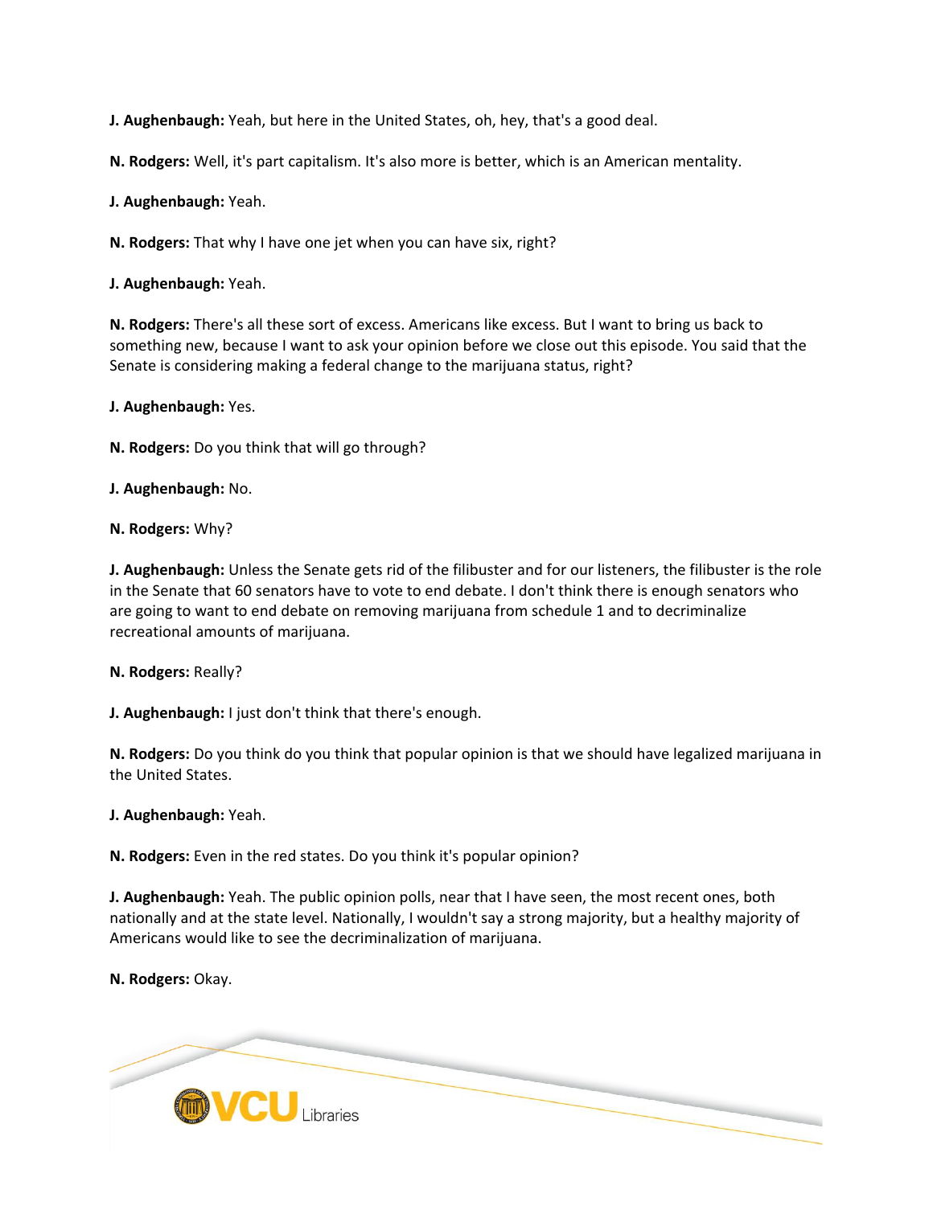**J. Aughenbaugh:** Yeah, but here in the United States, oh, hey, that's a good deal.

**N. Rodgers:** Well, it's part capitalism. It's also more is better, which is an American mentality.

**J. Aughenbaugh:** Yeah.

**N. Rodgers:** That why I have one jet when you can have six, right?

**J. Aughenbaugh:** Yeah.

**N. Rodgers:** There's all these sort of excess. Americans like excess. But I want to bring us back to something new, because I want to ask your opinion before we close out this episode. You said that the Senate is considering making a federal change to the marijuana status, right?

**J. Aughenbaugh:** Yes.

**N. Rodgers:** Do you think that will go through?

**J. Aughenbaugh:** No.

**N. Rodgers:** Why?

**J. Aughenbaugh:** Unless the Senate gets rid of the filibuster and for our listeners, the filibuster is the role in the Senate that 60 senators have to vote to end debate. I don't think there is enough senators who are going to want to end debate on removing marijuana from schedule 1 and to decriminalize recreational amounts of marijuana.

**N. Rodgers:** Really?

**J. Aughenbaugh:** I just don't think that there's enough.

**N. Rodgers:** Do you think do you think that popular opinion is that we should have legalized marijuana in the United States.

**J. Aughenbaugh:** Yeah.

**N. Rodgers:** Even in the red states. Do you think it's popular opinion?

**J. Aughenbaugh:** Yeah. The public opinion polls, near that I have seen, the most recent ones, both nationally and at the state level. Nationally, I wouldn't say a strong majority, but a healthy majority of Americans would like to see the decriminalization of marijuana.

**N. Rodgers:** Okay.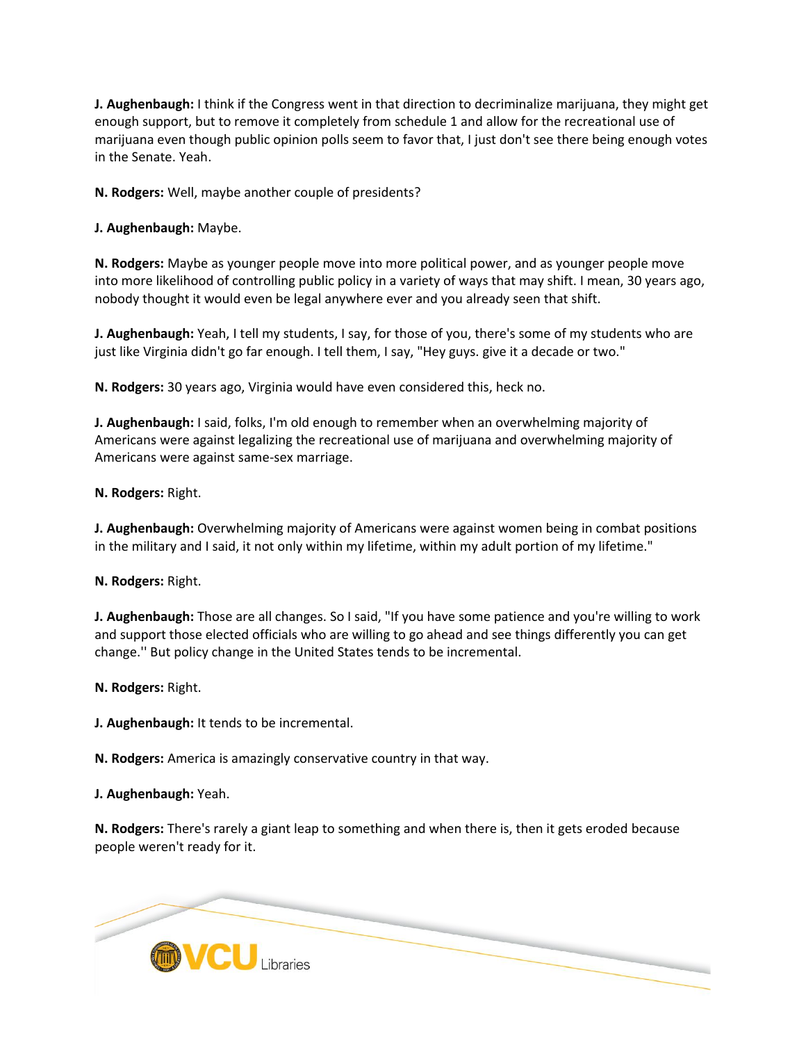**J. Aughenbaugh:** I think if the Congress went in that direction to decriminalize marijuana, they might get enough support, but to remove it completely from schedule 1 and allow for the recreational use of marijuana even though public opinion polls seem to favor that, I just don't see there being enough votes in the Senate. Yeah.

**N. Rodgers:** Well, maybe another couple of presidents?

**J. Aughenbaugh:** Maybe.

**N. Rodgers:** Maybe as younger people move into more political power, and as younger people move into more likelihood of controlling public policy in a variety of ways that may shift. I mean, 30 years ago, nobody thought it would even be legal anywhere ever and you already seen that shift.

**J. Aughenbaugh:** Yeah, I tell my students, I say, for those of you, there's some of my students who are just like Virginia didn't go far enough. I tell them, I say, "Hey guys. give it a decade or two."

**N. Rodgers:** 30 years ago, Virginia would have even considered this, heck no.

**J. Aughenbaugh:** I said, folks, I'm old enough to remember when an overwhelming majority of Americans were against legalizing the recreational use of marijuana and overwhelming majority of Americans were against same-sex marriage.

**N. Rodgers:** Right.

**J. Aughenbaugh:** Overwhelming majority of Americans were against women being in combat positions in the military and I said, it not only within my lifetime, within my adult portion of my lifetime."

**N. Rodgers:** Right.

**J. Aughenbaugh:** Those are all changes. So I said, "If you have some patience and you're willing to work and support those elected officials who are willing to go ahead and see things differently you can get change.'' But policy change in the United States tends to be incremental.

**N. Rodgers:** Right.

**J. Aughenbaugh:** It tends to be incremental.

**N. Rodgers:** America is amazingly conservative country in that way.

**J. Aughenbaugh:** Yeah.

**N. Rodgers:** There's rarely a giant leap to something and when there is, then it gets eroded because people weren't ready for it.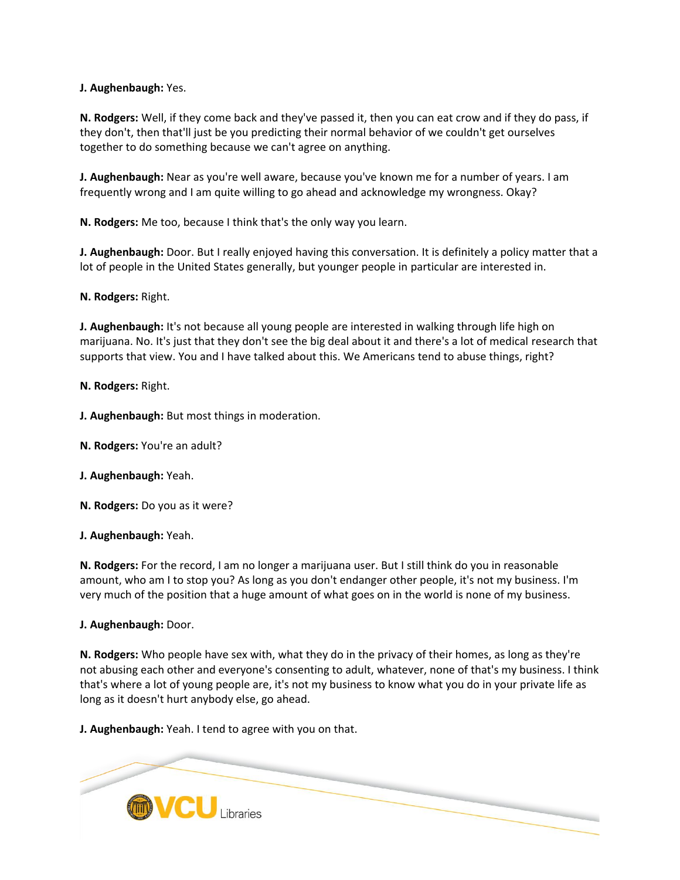**J. Aughenbaugh:** Yes.

**N. Rodgers:** Well, if they come back and they've passed it, then you can eat crow and if they do pass, if they don't, then that'll just be you predicting their normal behavior of we couldn't get ourselves together to do something because we can't agree on anything.

**J. Aughenbaugh:** Near as you're well aware, because you've known me for a number of years. I am frequently wrong and I am quite willing to go ahead and acknowledge my wrongness. Okay?

**N. Rodgers:** Me too, because I think that's the only way you learn.

**J. Aughenbaugh:** Door. But I really enjoyed having this conversation. It is definitely a policy matter that a lot of people in the United States generally, but younger people in particular are interested in.

**N. Rodgers:** Right.

**J. Aughenbaugh:** It's not because all young people are interested in walking through life high on marijuana. No. It's just that they don't see the big deal about it and there's a lot of medical research that supports that view. You and I have talked about this. We Americans tend to abuse things, right?

**N. Rodgers:** Right.

**J. Aughenbaugh:** But most things in moderation.

**N. Rodgers:** You're an adult?

**J. Aughenbaugh:** Yeah.

**N. Rodgers:** Do you as it were?

**J. Aughenbaugh:** Yeah.

**N. Rodgers:** For the record, I am no longer a marijuana user. But I still think do you in reasonable amount, who am I to stop you? As long as you don't endanger other people, it's not my business. I'm very much of the position that a huge amount of what goes on in the world is none of my business.

**J. Aughenbaugh:** Door.

**N. Rodgers:** Who people have sex with, what they do in the privacy of their homes, as long as they're not abusing each other and everyone's consenting to adult, whatever, none of that's my business. I think that's where a lot of young people are, it's not my business to know what you do in your private life as long as it doesn't hurt anybody else, go ahead.

**J. Aughenbaugh:** Yeah. I tend to agree with you on that.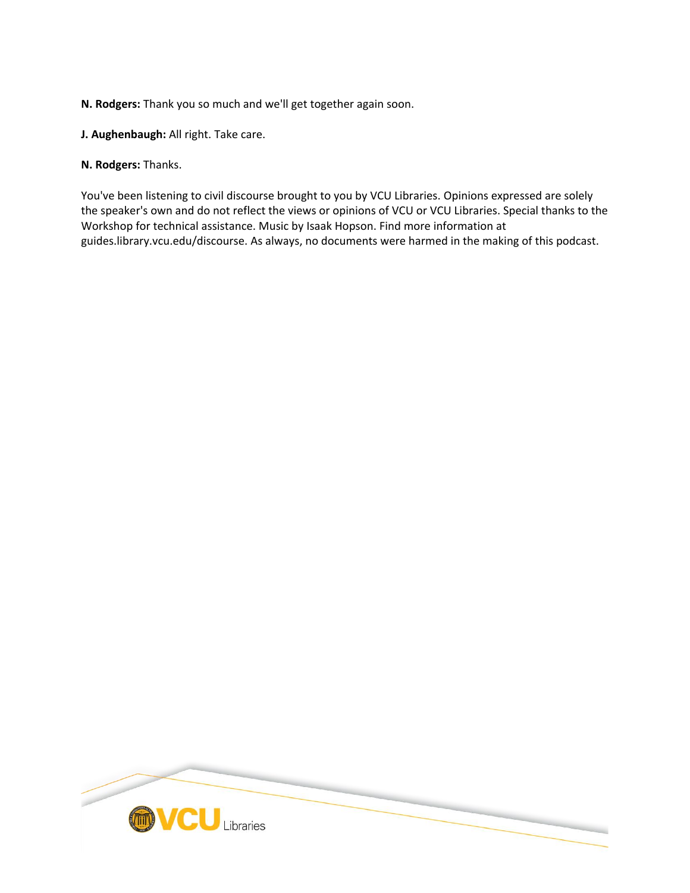**N. Rodgers:** Thank you so much and we'll get together again soon.

**J. Aughenbaugh:** All right. Take care.

**N. Rodgers:** Thanks.

You've been listening to civil discourse brought to you by VCU Libraries. Opinions expressed are solely the speaker's own and do not reflect the views or opinions of VCU or VCU Libraries. Special thanks to the Workshop for technical assistance. Music by Isaak Hopson. Find more information at guides.library.vcu.edu/discourse. As always, no documents were harmed in the making of this podcast.